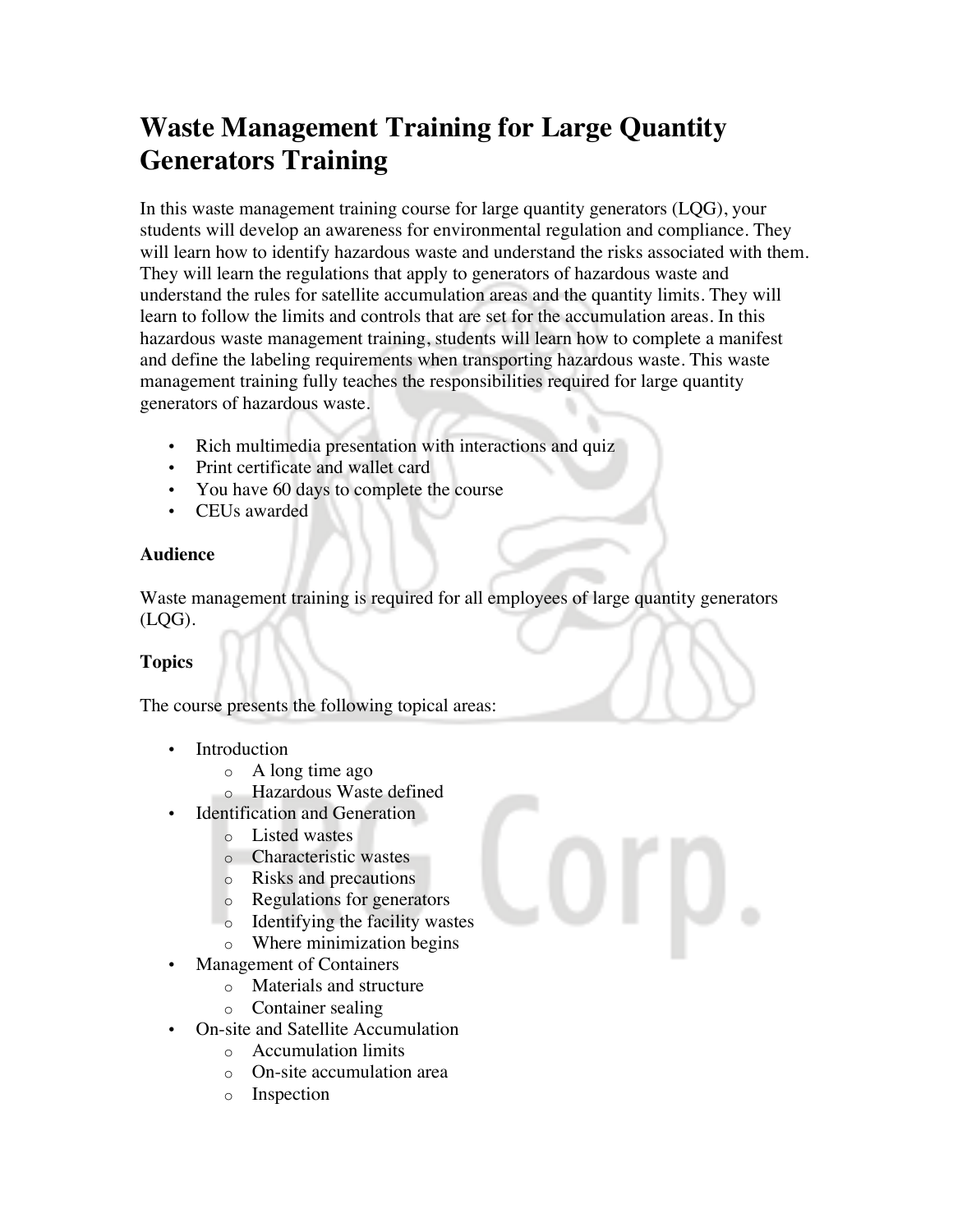# Waste Management Training for Large Quantity Generators Training

In this waste management training course for large quantity generators (LQG), your students will develop an awareness for environmental regulation and compliance. They will learn how to identify hazardous waste and understand the risks associated with them. They will learn the regulations that apply to generators of hazardous waste and understand the rules for satellite accumulation areas and the quantity limits. They will learn to follow the limits and controls that are set for the accumulation areas. In this hazardous waste management training, students will learn how to complete a manifest and define the labeling requirements when transporting hazardous waste. This waste management training fully teaches the responsibilities required for large quantity generators of hazardous waste.

- Rich multimedia presentation with interactions and quiz
- Print certificate and wallet card
- You have 60 days to complete the course
- CEUs awarded

**Audience**

Waste management training is required for all employees of large quantity generators (LQG).

**Topics**

The course presents the following topical areas:

- Introduction
    - A long time ago
    - Hazardous Waste defined
- Identification and Generation
    - Listed wastes
    - Characteristic wastes
    - Risks and precautions
    - Regulations for generators
    - Identifying the facility wastes
    - Where minimization begins
- Management of Containers
    - Materials and structure
    - Container sealing
- On-site and Satellite Accumulation
    - Accumulation limits
    - On-site accumulation area
    - Inspection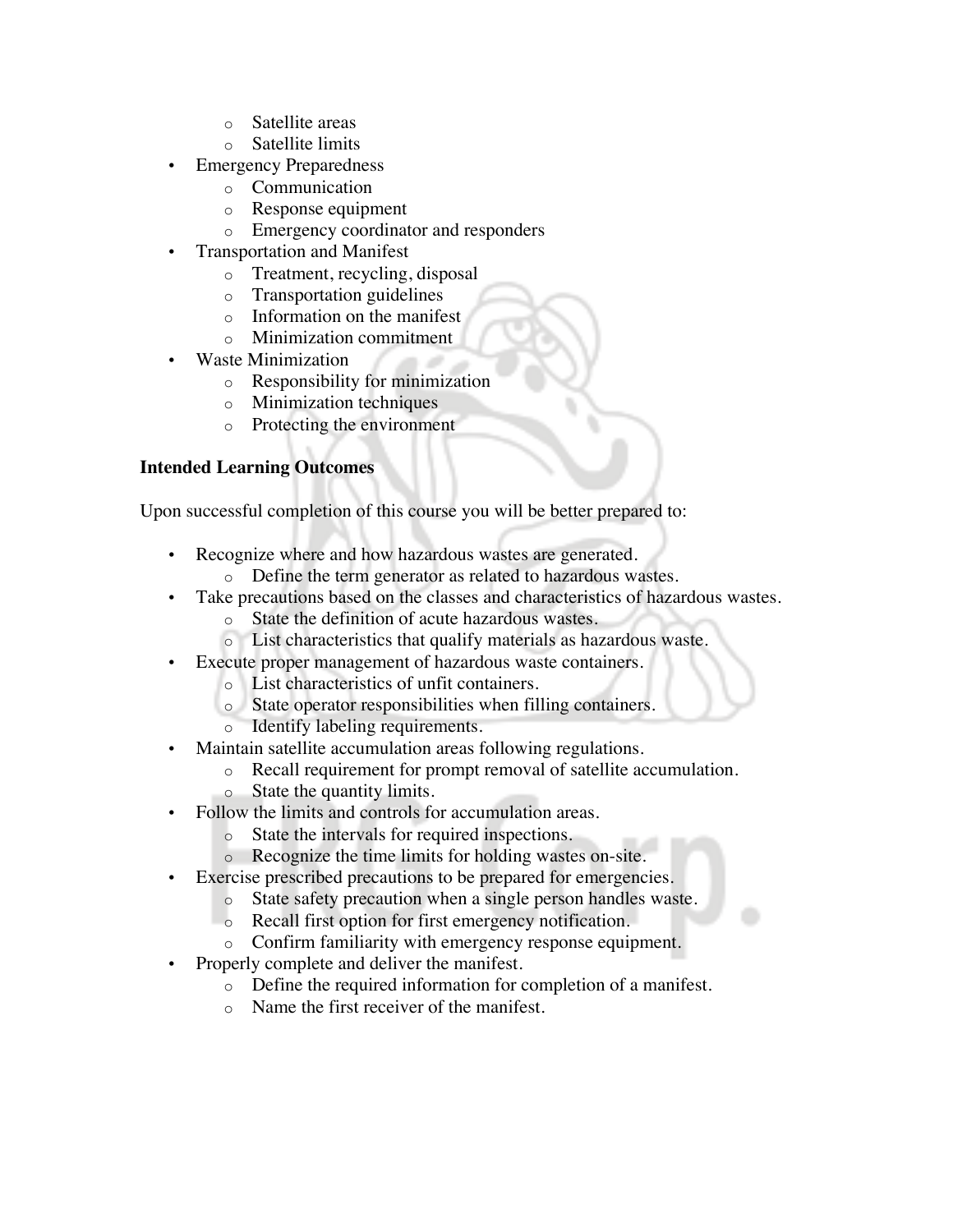- Satellite areas
  - Satellite limits
- Emergency Preparedness
  - Communication
  - Response equipment
  - Emergency coordinator and responders
- Transportation and Manifest
  - Treatment, recycling, disposal
  - Transportation guidelines
  - Information on the manifest
  - Minimization commitment
- Waste Minimization
  - Responsibility for minimization
  - Minimization techniques
  - Protecting the environment

**Intended Learning Outcomes**

Upon successful completion of this course you will be better prepared to:

- Recognize where and how hazardous wastes are generated.
  - Define the term generator as related to hazardous wastes.
- Take precautions based on the classes and characteristics of hazardous wastes.
  - State the definition of acute hazardous wastes.
  - List characteristics that qualify materials as hazardous waste.
- Execute proper management of hazardous waste containers.
  - List characteristics of unfit containers.
  - State operator responsibilities when filling containers.
  - Identify labeling requirements.
- Maintain satellite accumulation areas following regulations.
  - Recall requirement for prompt removal of satellite accumulation.
  - State the quantity limits.
- Follow the limits and controls for accumulation areas.
  - State the intervals for required inspections.
  - Recognize the time limits for holding wastes on-site.
- Exercise prescribed precautions to be prepared for emergencies.
  - State safety precaution when a single person handles waste.
  - Recall first option for first emergency notification.
  - Confirm familiarity with emergency response equipment.
- Properly complete and deliver the manifest.
  - Define the required information for completion of a manifest.
  - Name the first receiver of the manifest.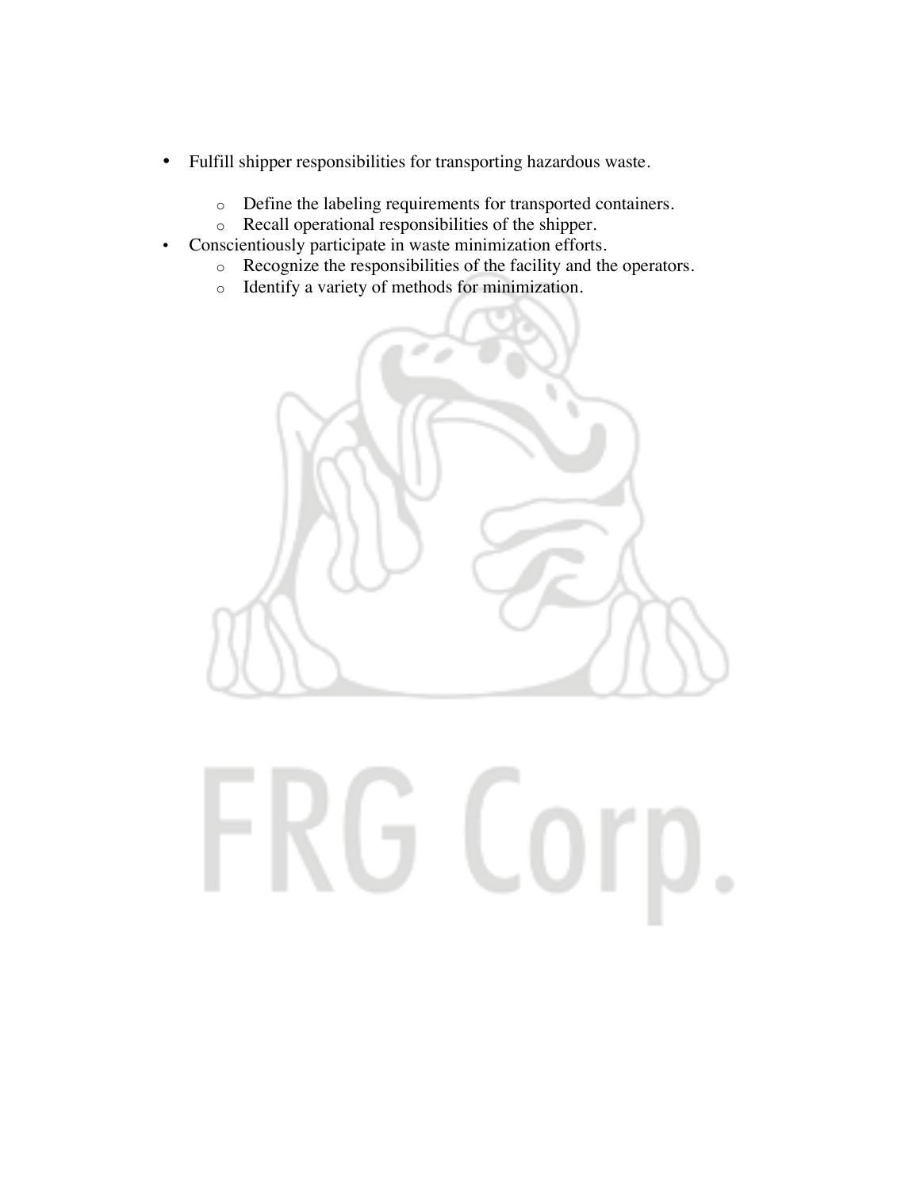- Fulfill shipper responsibilities for transporting hazardous waste.
    - Define the labeling requirements for transported containers.
    - Recall operational responsibilities of the shipper.
- Conscientiously participate in waste minimization efforts.
    - Recognize the responsibilities of the facility and the operators.
    - Identify a variety of methods for minimization.